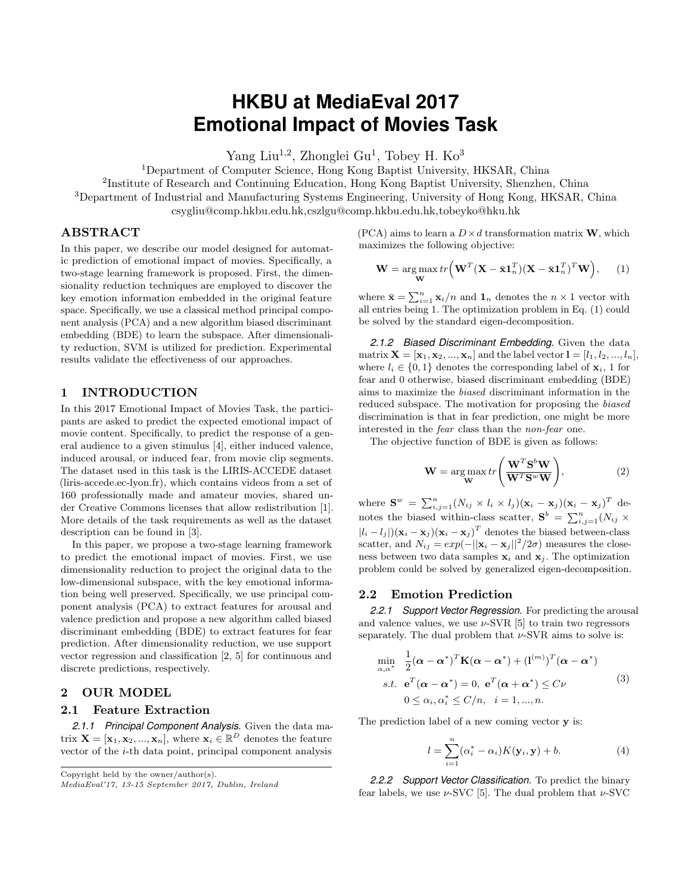# HKBU at MediaEval 2017 Emotional Impact of Movies Task

Yang Liu[1,2], Zhonglei Gu[1], Tobey H. Ko[3]

[1]Department of Computer Science, Hong Kong Baptist University, HKSAR, China
[2]Institute of Research and Continuing Education, Hong Kong Baptist University, Shenzhen, China
[3]Department of Industrial and Manufacturing Systems Engineering, University of Hong Kong, HKSAR, China
csygliu@comp.hkbu.edu.hk,cszlgu@comp.hkbu.edu.hk,tobeyko@hku.hk

## ABSTRACT

In this paper, we describe our model designed for automatic prediction of emotional impact of movies. Specifically, a two-stage learning framework is proposed. First, the dimensionality reduction techniques are employed to discover the key emotion information embedded in the original feature space. Specifically, we use a classical method principal component analysis (PCA) and a new algorithm biased discriminant embedding (BDE) to learn the subspace. After dimensionality reduction, SVM is utilized for prediction. Experimental results validate the effectiveness of our approaches.

## 1 INTRODUCTION

In this 2017 Emotional Impact of Movies Task, the participants are asked to predict the expected emotional impact of movie content. Specifically, to predict the response of a general audience to a given stimulus [4], either induced valence, induced arousal, or induced fear, from movie clip segments. The dataset used in this task is the LIRIS-ACCEDE dataset (liris-accede.ec-lyon.fr), which contains videos from a set of 160 professionally made and amateur movies, shared under Creative Commons licenses that allow redistribution [1]. More details of the task requirements as well as the dataset description can be found in [3].

In this paper, we propose a two-stage learning framework to predict the emotional impact of movies. First, we use dimensionality reduction to project the original data to the low-dimensional subspace, with the key emotional information being well preserved. Specifically, we use principal component analysis (PCA) to extract features for arousal and valence prediction and propose a new algorithm called biased discriminant embedding (BDE) to extract features for fear prediction. After dimensionality reduction, we use support vector regression and classification [2, 5] for continuous and discrete predictions, respectively.

## 2 OUR MODEL

### 2.1 Feature Extraction

*2.1.1 Principal Component Analysis.* Given the data matrix $\mathbf{X} = [\mathbf{x}_1, \mathbf{x}_2, ..., \mathbf{x}_n]$, where $\mathbf{x}_i \in \mathbb{R}^D$ denotes the feature vector of the $i$-th data point, principal component analysis (PCA) aims to learn a $D \times d$ transformation matrix $\mathbf{W}$, which maximizes the following objective:

$$\mathbf{W} = \arg\max_{\mathbf{W}} tr\Big(\mathbf{W}^T(\mathbf{X} - \bar{\mathbf{x}}\mathbf{1}_n^T)(\mathbf{X} - \bar{\mathbf{x}}\mathbf{1}_n^T)^T\mathbf{W}\Big), \quad (1)$$

where $\bar{\mathbf{x}} = \sum_{i=1}^n \mathbf{x}_i/n$ and $\mathbf{1}_n$ denotes the $n \times 1$ vector with all entries being 1. The optimization problem in Eq. (1) could be solved by the standard eigen-decomposition.

*2.1.2 Biased Discriminant Embedding.* Given the data matrix $\mathbf{X} = [\mathbf{x}_1, \mathbf{x}_2, ..., \mathbf{x}_n]$ and the label vector $\mathbf{l} = [l_1, l_2, ..., l_n]$, where $l_i \in \{0, 1\}$ denotes the corresponding label of $\mathbf{x}_i$, 1 for fear and 0 otherwise, biased discriminant embedding (BDE) aims to maximize the *biased* discriminant information in the reduced subspace. The motivation for proposing the *biased* discrimination is that in fear prediction, one might be more interested in the *fear* class than the *non-fear* one.

The objective function of BDE is given as follows:

$$\mathbf{W} = \arg\max_{\mathbf{W}} tr\left(\frac{\mathbf{W}^T\mathbf{S}^b\mathbf{W}}{\mathbf{W}^T\mathbf{S}^w\mathbf{W}}\right), \quad (2)$$

where $\mathbf{S}^w = \sum_{i,j=1}^n (N_{ij} \times l_i \times l_j)(\mathbf{x}_i - \mathbf{x}_j)(\mathbf{x}_i - \mathbf{x}_j)^T$ denotes the biased within-class scatter, $\mathbf{S}^b = \sum_{i,j=1}^n (N_{ij} \times |l_i - l_j|)(\mathbf{x}_i - \mathbf{x}_j)(\mathbf{x}_i - \mathbf{x}_j)^T$ denotes the biased between-class scatter, and $N_{ij} = exp(-||\mathbf{x}_i - \mathbf{x}_j||^2/2\sigma)$ measures the closeness between two data samples $\mathbf{x}_i$ and $\mathbf{x}_j$. The optimization problem could be solved by generalized eigen-decomposition.

### 2.2 Emotion Prediction

*2.2.1 Support Vector Regression.* For predicting the arousal and valence values, we use $\nu$-SVR [5] to train two regressors separately. The dual problem that $\nu$-SVR aims to solve is:

$$\begin{aligned} \min_{\alpha,\alpha^*} \quad & \frac{1}{2}(\boldsymbol{\alpha} - \boldsymbol{\alpha}^*)^T\mathbf{K}(\boldsymbol{\alpha} - \boldsymbol{\alpha}^*) + (\mathbf{l}^{(m)})^T(\boldsymbol{\alpha} - \boldsymbol{\alpha}^*) \\ s.t. \quad & \mathbf{e}^T(\boldsymbol{\alpha} - \boldsymbol{\alpha}^*) = 0, \ \mathbf{e}^T(\boldsymbol{\alpha} + \boldsymbol{\alpha}^*) \leq C\nu \\ & 0 \leq \alpha_i, \alpha_i^* \leq C/n, \quad i = 1, ..., n. \end{aligned} \quad (3)$$

The prediction label of a new coming vector $\mathbf{y}$ is:

$$l = \sum_{i=1}^n (\alpha_i^* - \alpha_i)K(\mathbf{y}_i, \mathbf{y}) + b. \quad (4)$$

*2.2.2 Support Vector Classification.* To predict the binary fear labels, we use $\nu$-SVC [5]. The dual problem that $\nu$-SVC

Copyright held by the owner/author(s).
*MediaEval'17, 13-15 September 2017, Dublin, Ireland*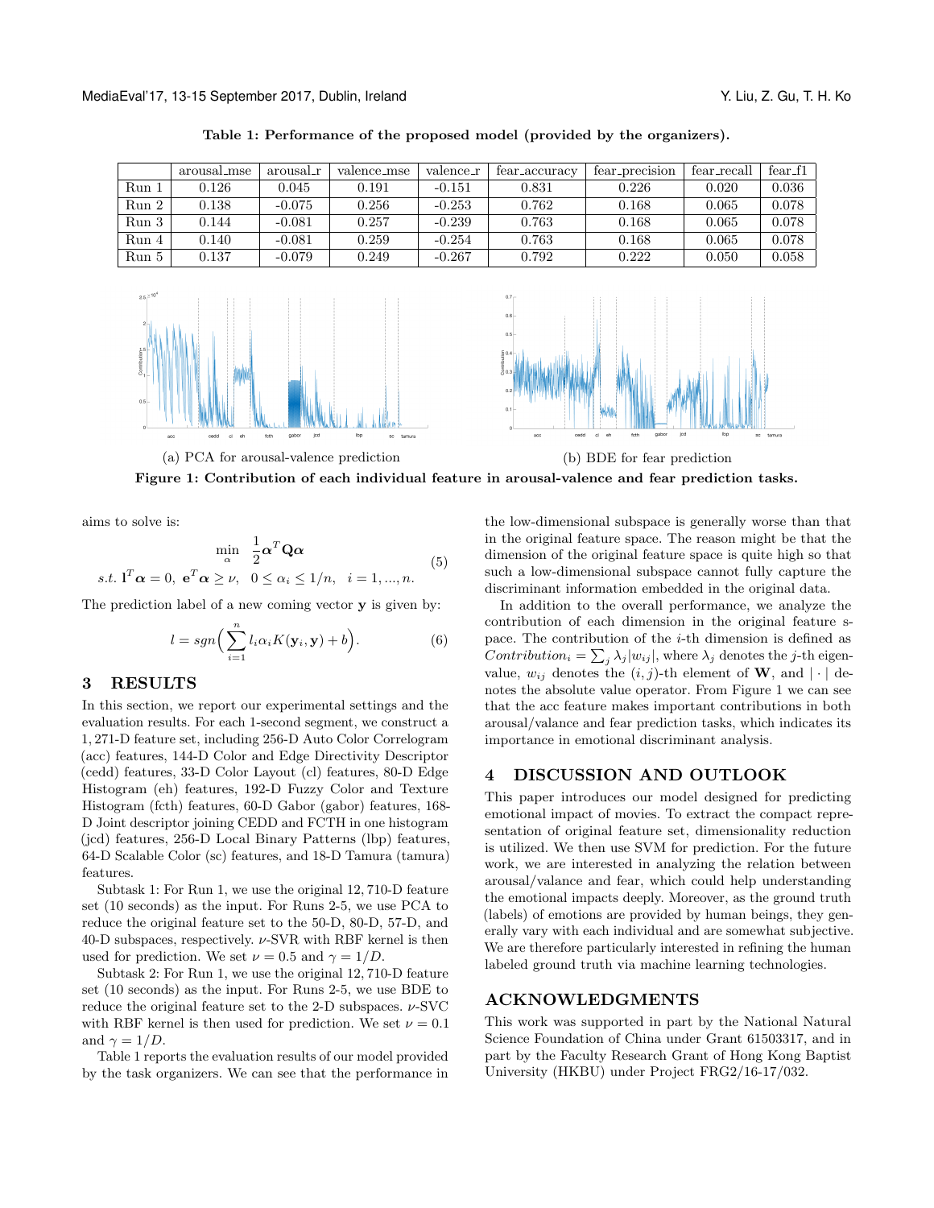**Table 1: Performance of the proposed model (provided by the organizers).**

| | arousal_mse | arousal_r | valence_mse | valence_r | fear_accuracy | fear_precision | fear_recall | fear_f1 |
|---|---|---|---|---|---|---|---|---|
| Run 1 | 0.126 | 0.045 | 0.191 | -0.151 | 0.831 | 0.226 | 0.020 | 0.036 |
| Run 2 | 0.138 | -0.075 | 0.256 | -0.253 | 0.762 | 0.168 | 0.065 | 0.078 |
| Run 3 | 0.144 | -0.081 | 0.257 | -0.239 | 0.763 | 0.168 | 0.065 | 0.078 |
| Run 4 | 0.140 | -0.081 | 0.259 | -0.254 | 0.763 | 0.168 | 0.065 | 0.078 |
| Run 5 | 0.137 | -0.079 | 0.249 | -0.267 | 0.792 | 0.222 | 0.050 | 0.058 |

(a) PCA for arousal-valence prediction

(b) BDE for fear prediction

**Figure 1: Contribution of each individual feature in arousal-valence and fear prediction tasks.**

aims to solve is:

$$\min_{\alpha} \quad \frac{1}{2}\boldsymbol{\alpha}^T \mathbf{Q} \boldsymbol{\alpha}$$
$$s.t. \; \mathbf{l}^T \boldsymbol{\alpha} = 0, \; \mathbf{e}^T \boldsymbol{\alpha} \geq \nu, \quad 0 \leq \alpha_i \leq 1/n, \quad i = 1, ..., n. \tag{5}$$

The prediction label of a new coming vector $\mathbf{y}$ is given by:

$$l = sgn\Big(\sum_{i=1}^{n} l_i \alpha_i K(\mathbf{y}_i, \mathbf{y}) + b\Big). \tag{6}$$

## 3 RESULTS

In this section, we report our experimental settings and the evaluation results. For each 1-second segment, we construct a 1,271-D feature set, including 256-D Auto Color Correlogram (acc) features, 144-D Color and Edge Directivity Descriptor (cedd) features, 33-D Color Layout (cl) features, 80-D Edge Histogram (eh) features, 192-D Fuzzy Color and Texture Histogram (fcth) features, 60-D Gabor (gabor) features, 168-D Joint descriptor joining CEDD and FCTH in one histogram (jcd) features, 256-D Local Binary Patterns (lbp) features, 64-D Scalable Color (sc) features, and 18-D Tamura (tamura) features.

Subtask 1: For Run 1, we use the original 12,710-D feature set (10 seconds) as the input. For Runs 2-5, we use PCA to reduce the original feature set to the 50-D, 80-D, 57-D, and 40-D subspaces, respectively. $\nu$-SVR with RBF kernel is then used for prediction. We set $\nu = 0.5$ and $\gamma = 1/D$.

Subtask 2: For Run 1, we use the original 12,710-D feature set (10 seconds) as the input. For Runs 2-5, we use BDE to reduce the original feature set to the 2-D subspaces. $\nu$-SVC with RBF kernel is then used for prediction. We set $\nu = 0.1$ and $\gamma = 1/D$.

Table 1 reports the evaluation results of our model provided by the task organizers. We can see that the performance in the low-dimensional subspace is generally worse than that in the original feature space. The reason might be that the dimension of the original feature space is quite high so that such a low-dimensional subspace cannot fully capture the discriminant information embedded in the original data.

In addition to the overall performance, we analyze the contribution of each dimension in the original feature space. The contribution of the $i$-th dimension is defined as $Contribution_i = \sum_j \lambda_j |w_{ij}|$, where $\lambda_j$ denotes the $j$-th eigenvalue, $w_{ij}$ denotes the $(i, j)$-th element of $\mathbf{W}$, and $|\cdot|$ denotes the absolute value operator. From Figure 1 we can see that the acc feature makes important contributions in both arousal/valance and fear prediction tasks, which indicates its importance in emotional discriminant analysis.

## 4 DISCUSSION AND OUTLOOK

This paper introduces our model designed for predicting emotional impact of movies. To extract the compact representation of original feature set, dimensionality reduction is utilized. We then use SVM for prediction. For the future work, we are interested in analyzing the relation between arousal/valance and fear, which could help understanding the emotional impacts deeply. Moreover, as the ground truth (labels) of emotions are provided by human beings, they generally vary with each individual and are somewhat subjective. We are therefore particularly interested in refining the human labeled ground truth via machine learning technologies.

## ACKNOWLEDGMENTS

This work was supported in part by the National Natural Science Foundation of China under Grant 61503317, and in part by the Faculty Research Grant of Hong Kong Baptist University (HKBU) under Project FRG2/16-17/032.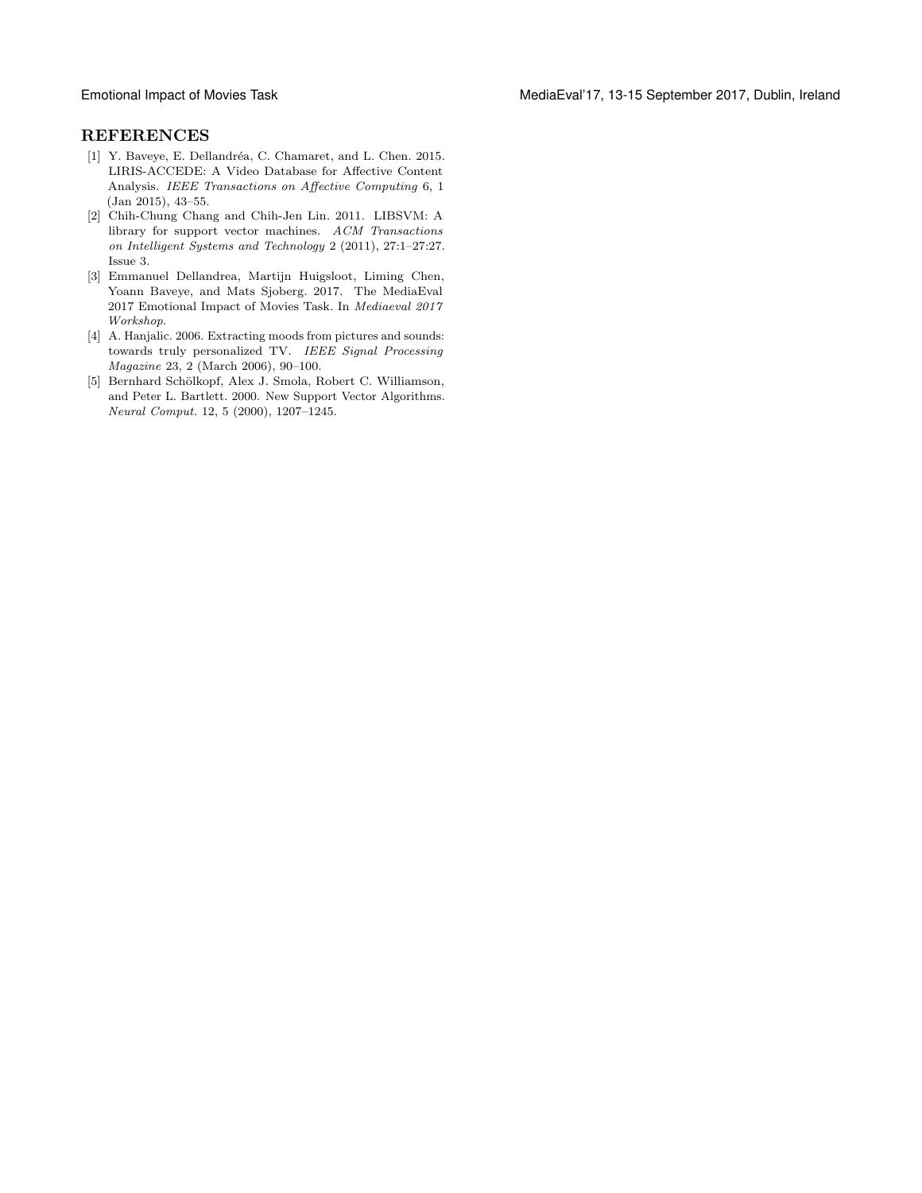## REFERENCES

[1] Y. Baveye, E. Dellandréa, C. Chamaret, and L. Chen. 2015. LIRIS-ACCEDE: A Video Database for Affective Content Analysis. *IEEE Transactions on Affective Computing* 6, 1 (Jan 2015), 43–55.

[2] Chih-Chung Chang and Chih-Jen Lin. 2011. LIBSVM: A library for support vector machines. *ACM Transactions on Intelligent Systems and Technology* 2 (2011), 27:1–27:27. Issue 3.

[3] Emmanuel Dellandrea, Martijn Huigsloot, Liming Chen, Yoann Baveye, and Mats Sjoberg. 2017. The MediaEval 2017 Emotional Impact of Movies Task. In *Mediaeval 2017 Workshop*.

[4] A. Hanjalic. 2006. Extracting moods from pictures and sounds: towards truly personalized TV. *IEEE Signal Processing Magazine* 23, 2 (March 2006), 90–100.

[5] Bernhard Schölkopf, Alex J. Smola, Robert C. Williamson, and Peter L. Bartlett. 2000. New Support Vector Algorithms. *Neural Comput.* 12, 5 (2000), 1207–1245.